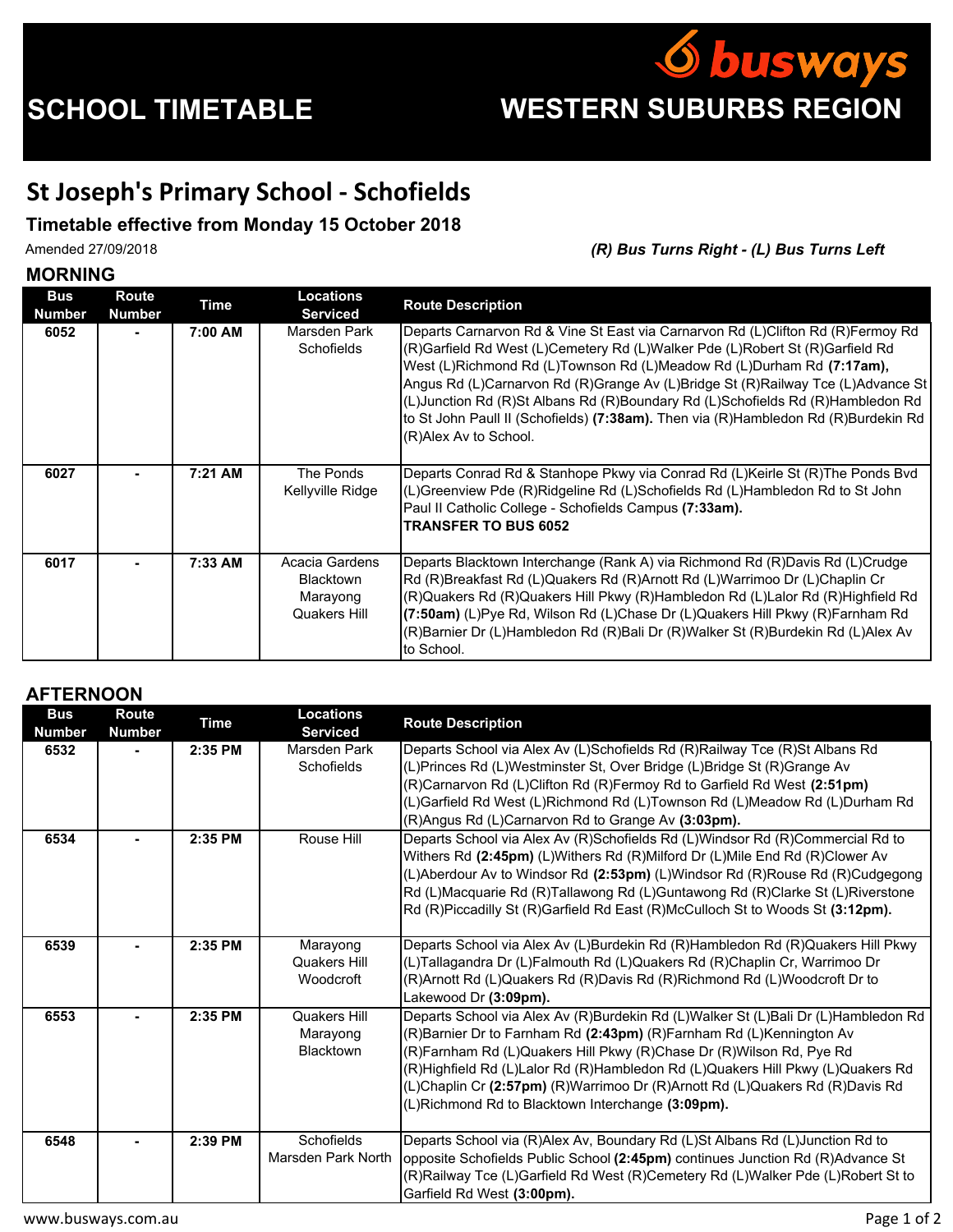# SCHOOL TIMETABLE

**WESTERN SUBURBS REGION**

busways

## St Joseph's Primary School - Schofields

### Timetable effective from Monday 15 October 2018

Amended 27/09/2018

***(R) Bus Turns Right - (L) Bus Turns Left***

### MORNING

| Bus Number | Route Number | Time | Locations Serviced | Route Description |
|---|---|---|---|---|
| 6052 | - | 7:00 AM | Marsden Park Schofields | Departs Carnarvon Rd & Vine St East via Carnarvon Rd (L)Clifton Rd (R)Fermoy Rd (R)Garfield Rd West (L)Cemetery Rd (L)Walker Pde (L)Robert St (R)Garfield Rd West (L)Richmond Rd (L)Townson Rd (L)Meadow Rd (L)Durham Rd **(7:17am),** Angus Rd (L)Carnarvon Rd (R)Grange Av (L)Bridge St (R)Railway Tce (L)Advance St (L)Junction Rd (R)St Albans Rd (R)Boundary Rd (L)Schofields Rd (R)Hambledon Rd to St John Paull II (Schofields) **(7:38am).** Then via (R)Hambledon Rd (R)Burdekin Rd (R)Alex Av to School. |
| 6027 | - | 7:21 AM | The Ponds Kellyville Ridge | Departs Conrad Rd & Stanhope Pkwy via Conrad Rd (L)Keirle St (R)The Ponds Bvd (L)Greenview Pde (R)Ridgeline Rd (L)Schofields Rd (L)Hambledon Rd to St John Paul II Catholic College - Schofields Campus **(7:33am).** **TRANSFER TO BUS 6052** |
| 6017 | - | 7:33 AM | Acacia Gardens Blacktown Marayong Quakers Hill | Departs Blacktown Interchange (Rank A) via Richmond Rd (R)Davis Rd (L)Crudge Rd (R)Breakfast Rd (L)Quakers Rd (R)Arnott Rd (L)Warrimoo Dr (L)Chaplin Cr (R)Quakers Rd (R)Quakers Hill Pkwy (R)Hambledon Rd (L)Lalor Rd (R)Highfield Rd **(7:50am)** (L)Pye Rd, Wilson Rd (L)Chase Dr (L)Quakers Hill Pkwy (R)Farnham Rd (R)Barnier Dr (L)Hambledon Rd (R)Bali Dr (R)Walker St (R)Burdekin Rd (L)Alex Av to School. |

### AFTERNOON

| Bus Number | Route Number | Time | Locations Serviced | Route Description |
|---|---|---|---|---|
| 6532 | - | 2:35 PM | Marsden Park Schofields | Departs School via Alex Av (L)Schofields Rd (R)Railway Tce (R)St Albans Rd (L)Princes Rd (L)Westminster St, Over Bridge (L)Bridge St (R)Grange Av (R)Carnarvon Rd (L)Clifton Rd (R)Fermoy Rd to Garfield Rd West **(2:51pm)** (L)Garfield Rd West (L)Richmond Rd (L)Townson Rd (L)Meadow Rd (L)Durham Rd (R)Angus Rd (L)Carnarvon Rd to Grange Av **(3:03pm).** |
| 6534 | - | 2:35 PM | Rouse Hill | Departs School via Alex Av (R)Schofields Rd (L)Windsor Rd (R)Commercial Rd to Withers Rd **(2:45pm)** (L)Withers Rd (R)Milford Dr (L)Mile End Rd (R)Clower Av (L)Aberdour Av to Windsor Rd **(2:53pm)** (L)Windsor Rd (R)Rouse Rd (R)Cudgegong Rd (L)Macquarie Rd (R)Tallawong Rd (L)Guntawong Rd (R)Clarke St (L)Riverstone Rd (R)Piccadilly St (R)Garfield Rd East (R)McCulloch St to Woods St **(3:12pm).** |
| 6539 | - | 2:35 PM | Marayong Quakers Hill Woodcroft | Departs School via Alex Av (L)Burdekin Rd (R)Hambledon Rd (R)Quakers Hill Pkwy (L)Tallagandra Dr (L)Falmouth Rd (L)Quakers Rd (R)Chaplin Cr, Warrimoo Dr (R)Arnott Rd (L)Quakers Rd (R)Davis Rd (R)Richmond Rd (L)Woodcroft Dr to Lakewood Dr **(3:09pm).** |
| 6553 | - | 2:35 PM | Quakers Hill Marayong Blacktown | Departs School via Alex Av (R)Burdekin Rd (L)Walker St (L)Bali Dr (L)Hambledon Rd (R)Barnier Dr to Farnham Rd **(2:43pm)** (R)Farnham Rd (L)Kennington Av (R)Farnham Rd (L)Quakers Hill Pkwy (R)Chase Dr (R)Wilson Rd, Pye Rd (R)Highfield Rd (L)Lalor Rd (R)Hambledon Rd (L)Quakers Hill Pkwy (L)Quakers Rd (L)Chaplin Cr **(2:57pm)** (R)Warrimoo Dr (R)Arnott Rd (L)Quakers Rd (R)Davis Rd (L)Richmond Rd to Blacktown Interchange **(3:09pm).** |
| 6548 | - | 2:39 PM | Schofields Marsden Park North | Departs School via (R)Alex Av, Boundary Rd (L)St Albans Rd (L)Junction Rd to opposite Schofields Public School **(2:45pm)** continues Junction Rd (R)Advance St (R)Railway Tce (L)Garfield Rd West (R)Cemetery Rd (L)Walker Pde (L)Robert St to Garfield Rd West **(3:00pm).** |

www.busways.com.au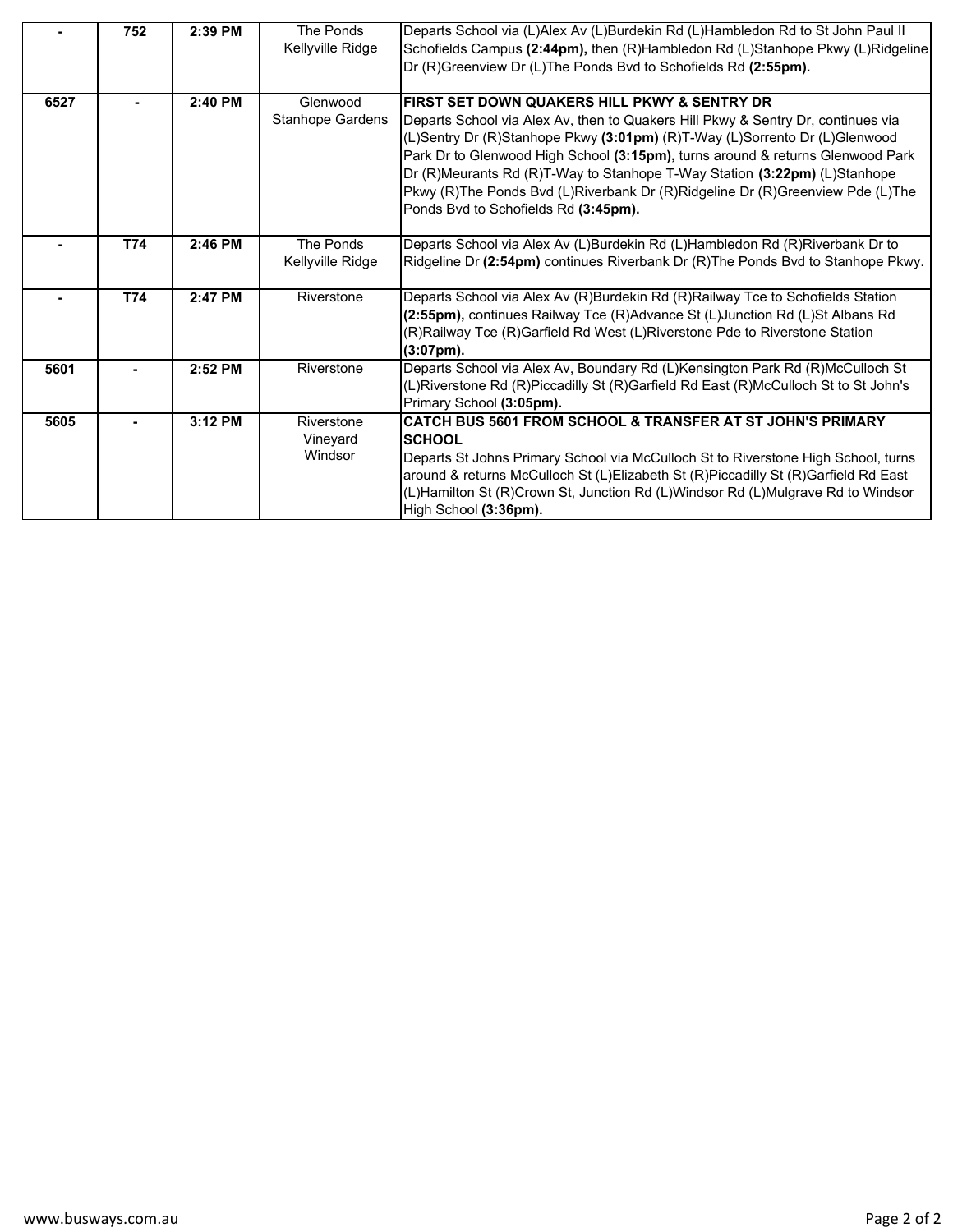| | | | | |
|---|---|---|---|---|
| - | 752 | 2:39 PM | The Ponds Kellyville Ridge | Departs School via (L)Alex Av (L)Burdekin Rd (L)Hambledon Rd to St John Paul II Schofields Campus **(2:44pm),** then (R)Hambledon Rd (L)Stanhope Pkwy (L)Ridgeline Dr (R)Greenview Dr (L)The Ponds Bvd to Schofields Rd **(2:55pm).** |
| 6527 | - | 2:40 PM | Glenwood Stanhope Gardens | **FIRST SET DOWN QUAKERS HILL PKWY & SENTRY DR** Departs School via Alex Av, then to Quakers Hill Pkwy & Sentry Dr, continues via (L)Sentry Dr (R)Stanhope Pkwy **(3:01pm)** (R)T-Way (L)Sorrento Dr (L)Glenwood Park Dr to Glenwood High School **(3:15pm),** turns around & returns Glenwood Park Dr (R)Meurants Rd (R)T-Way to Stanhope T-Way Station **(3:22pm)** (L)Stanhope Pkwy (R)The Ponds Bvd (L)Riverbank Dr (R)Ridgeline Dr (R)Greenview Pde (L)The Ponds Bvd to Schofields Rd **(3:45pm).** |
| - | T74 | 2:46 PM | The Ponds Kellyville Ridge | Departs School via Alex Av (L)Burdekin Rd (L)Hambledon Rd (R)Riverbank Dr to Ridgeline Dr **(2:54pm)** continues Riverbank Dr (R)The Ponds Bvd to Stanhope Pkwy. |
| - | T74 | 2:47 PM | Riverstone | Departs School via Alex Av (R)Burdekin Rd (R)Railway Tce to Schofields Station **(2:55pm),** continues Railway Tce (R)Advance St (L)Junction Rd (L)St Albans Rd (R)Railway Tce (R)Garfield Rd West (L)Riverstone Pde to Riverstone Station **(3:07pm).** |
| 5601 | - | 2:52 PM | Riverstone | Departs School via Alex Av, Boundary Rd (L)Kensington Park Rd (R)McCulloch St (L)Riverstone Rd (R)Piccadilly St (R)Garfield Rd East (R)McCulloch St to St John's Primary School **(3:05pm).** |
| 5605 | - | 3:12 PM | Riverstone Vineyard Windsor | **CATCH BUS 5601 FROM SCHOOL & TRANSFER AT ST JOHN'S PRIMARY SCHOOL** Departs St Johns Primary School via McCulloch St to Riverstone High School, turns around & returns McCulloch St (L)Elizabeth St (R)Piccadilly St (R)Garfield Rd East (L)Hamilton St (R)Crown St, Junction Rd (L)Windsor Rd (L)Mulgrave Rd to Windsor High School **(3:36pm).** |

www.busways.com.au